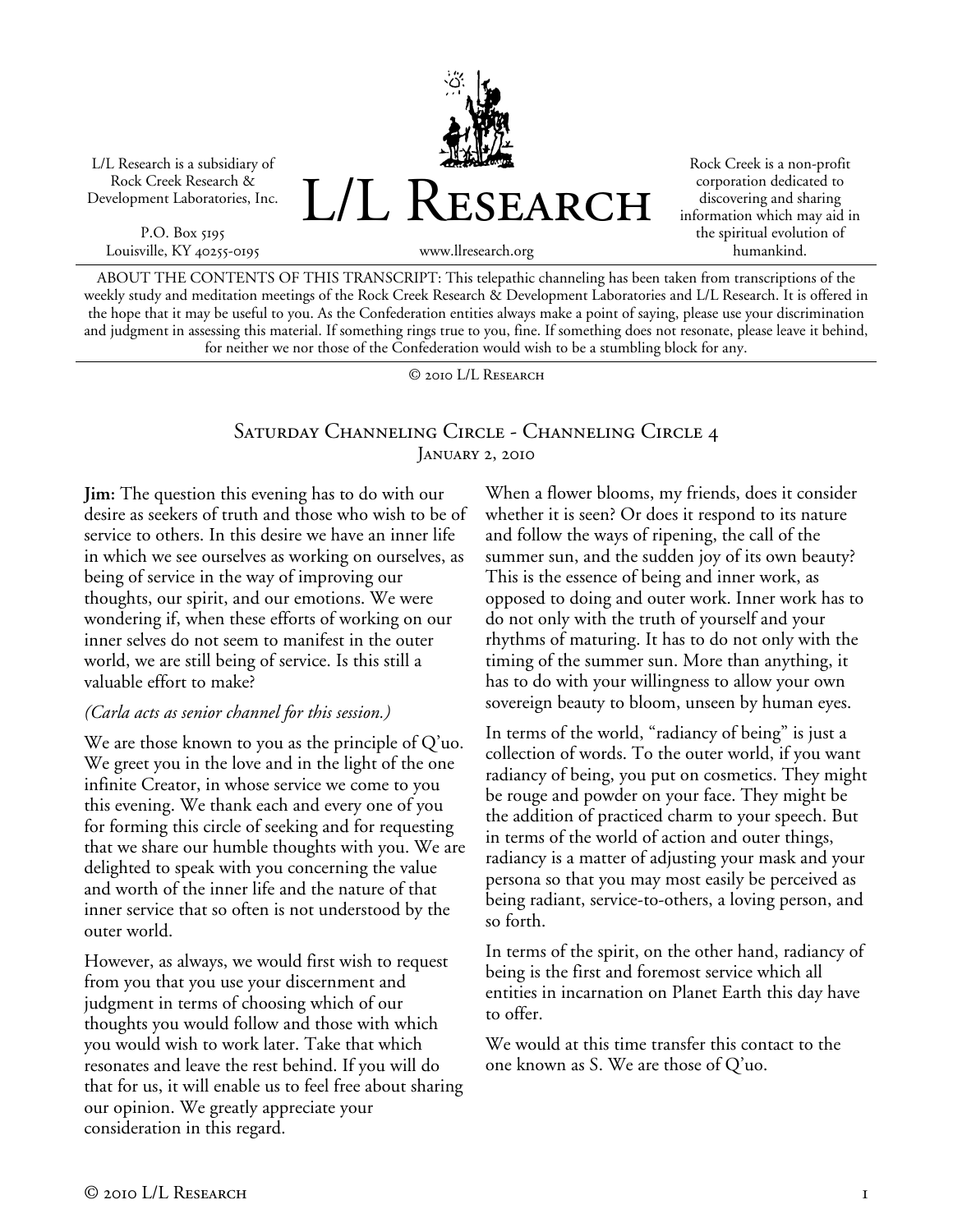L/L Research is a subsidiary of Rock Creek Research & Development Laboratories, Inc.

P.O. Box 5195
Louisville, KY 40255-0195

# L/L Research

www.llresearch.org

Rock Creek is a non-profit corporation dedicated to discovering and sharing information which may aid in the spiritual evolution of humankind.

ABOUT THE CONTENTS OF THIS TRANSCRIPT: This telepathic channeling has been taken from transcriptions of the weekly study and meditation meetings of the Rock Creek Research & Development Laboratories and L/L Research. It is offered in the hope that it may be useful to you. As the Confederation entities always make a point of saying, please use your discrimination and judgment in assessing this material. If something rings true to you, fine. If something does not resonate, please leave it behind, for neither we nor those of the Confederation would wish to be a stumbling block for any.

© 2010 L/L Research

## Saturday Channeling Circle - Channeling Circle 4
January 2, 2010

**Jim:** The question this evening has to do with our desire as seekers of truth and those who wish to be of service to others. In this desire we have an inner life in which we see ourselves as working on ourselves, as being of service in the way of improving our thoughts, our spirit, and our emotions. We were wondering if, when these efforts of working on our inner selves do not seem to manifest in the outer world, we are still being of service. Is this still a valuable effort to make?

*(Carla acts as senior channel for this session.)*

We are those known to you as the principle of Q'uo. We greet you in the love and in the light of the one infinite Creator, in whose service we come to you this evening. We thank each and every one of you for forming this circle of seeking and for requesting that we share our humble thoughts with you. We are delighted to speak with you concerning the value and worth of the inner life and the nature of that inner service that so often is not understood by the outer world.

However, as always, we would first wish to request from you that you use your discernment and judgment in terms of choosing which of our thoughts you would follow and those with which you would wish to work later. Take that which resonates and leave the rest behind. If you will do that for us, it will enable us to feel free about sharing our opinion. We greatly appreciate your consideration in this regard.

When a flower blooms, my friends, does it consider whether it is seen? Or does it respond to its nature and follow the ways of ripening, the call of the summer sun, and the sudden joy of its own beauty? This is the essence of being and inner work, as opposed to doing and outer work. Inner work has to do not only with the truth of yourself and your rhythms of maturing. It has to do not only with the timing of the summer sun. More than anything, it has to do with your willingness to allow your own sovereign beauty to bloom, unseen by human eyes.

In terms of the world, "radiancy of being" is just a collection of words. To the outer world, if you want radiancy of being, you put on cosmetics. They might be rouge and powder on your face. They might be the addition of practiced charm to your speech. But in terms of the world of action and outer things, radiancy is a matter of adjusting your mask and your persona so that you may most easily be perceived as being radiant, service-to-others, a loving person, and so forth.

In terms of the spirit, on the other hand, radiancy of being is the first and foremost service which all entities in incarnation on Planet Earth this day have to offer.

We would at this time transfer this contact to the one known as S. We are those of Q'uo.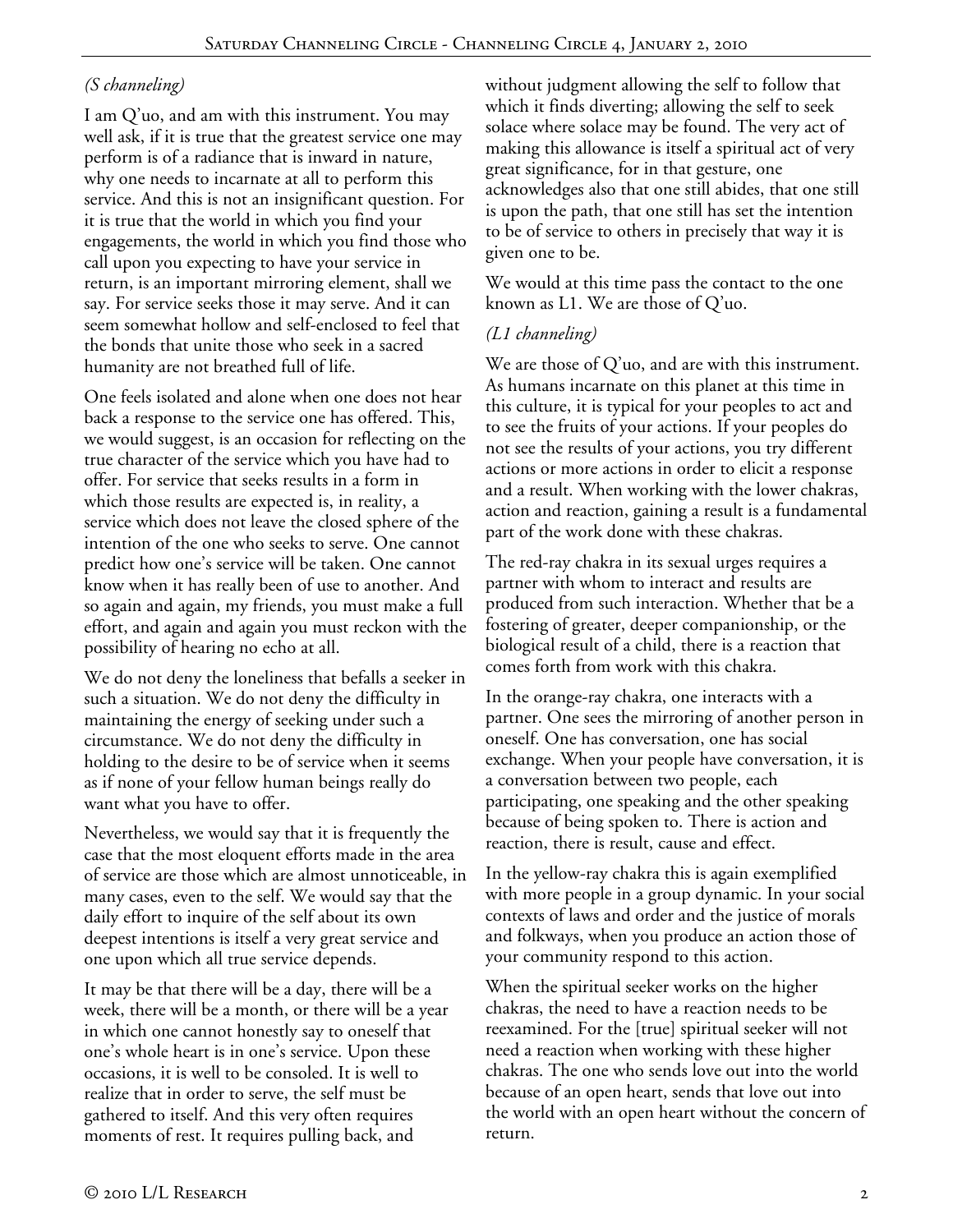*(S channeling)*

I am Q'uo, and am with this instrument. You may well ask, if it is true that the greatest service one may perform is of a radiance that is inward in nature, why one needs to incarnate at all to perform this service. And this is not an insignificant question. For it is true that the world in which you find your engagements, the world in which you find those who call upon you expecting to have your service in return, is an important mirroring element, shall we say. For service seeks those it may serve. And it can seem somewhat hollow and self-enclosed to feel that the bonds that unite those who seek in a sacred humanity are not breathed full of life.

One feels isolated and alone when one does not hear back a response to the service one has offered. This, we would suggest, is an occasion for reflecting on the true character of the service which you have had to offer. For service that seeks results in a form in which those results are expected is, in reality, a service which does not leave the closed sphere of the intention of the one who seeks to serve. One cannot predict how one's service will be taken. One cannot know when it has really been of use to another. And so again and again, my friends, you must make a full effort, and again and again you must reckon with the possibility of hearing no echo at all.

We do not deny the loneliness that befalls a seeker in such a situation. We do not deny the difficulty in maintaining the energy of seeking under such a circumstance. We do not deny the difficulty in holding to the desire to be of service when it seems as if none of your fellow human beings really do want what you have to offer.

Nevertheless, we would say that it is frequently the case that the most eloquent efforts made in the area of service are those which are almost unnoticeable, in many cases, even to the self. We would say that the daily effort to inquire of the self about its own deepest intentions is itself a very great service and one upon which all true service depends.

It may be that there will be a day, there will be a week, there will be a month, or there will be a year in which one cannot honestly say to oneself that one's whole heart is in one's service. Upon these occasions, it is well to be consoled. It is well to realize that in order to serve, the self must be gathered to itself. And this very often requires moments of rest. It requires pulling back, and without judgment allowing the self to follow that which it finds diverting; allowing the self to seek solace where solace may be found. The very act of making this allowance is itself a spiritual act of very great significance, for in that gesture, one acknowledges also that one still abides, that one still is upon the path, that one still has set the intention to be of service to others in precisely that way it is given one to be.

We would at this time pass the contact to the one known as L1. We are those of Q'uo.

*(L1 channeling)*

We are those of Q'uo, and are with this instrument. As humans incarnate on this planet at this time in this culture, it is typical for your peoples to act and to see the fruits of your actions. If your peoples do not see the results of your actions, you try different actions or more actions in order to elicit a response and a result. When working with the lower chakras, action and reaction, gaining a result is a fundamental part of the work done with these chakras.

The red-ray chakra in its sexual urges requires a partner with whom to interact and results are produced from such interaction. Whether that be a fostering of greater, deeper companionship, or the biological result of a child, there is a reaction that comes forth from work with this chakra.

In the orange-ray chakra, one interacts with a partner. One sees the mirroring of another person in oneself. One has conversation, one has social exchange. When your people have conversation, it is a conversation between two people, each participating, one speaking and the other speaking because of being spoken to. There is action and reaction, there is result, cause and effect.

In the yellow-ray chakra this is again exemplified with more people in a group dynamic. In your social contexts of laws and order and the justice of morals and folkways, when you produce an action those of your community respond to this action.

When the spiritual seeker works on the higher chakras, the need to have a reaction needs to be reexamined. For the [true] spiritual seeker will not need a reaction when working with these higher chakras. The one who sends love out into the world because of an open heart, sends that love out into the world with an open heart without the concern of return.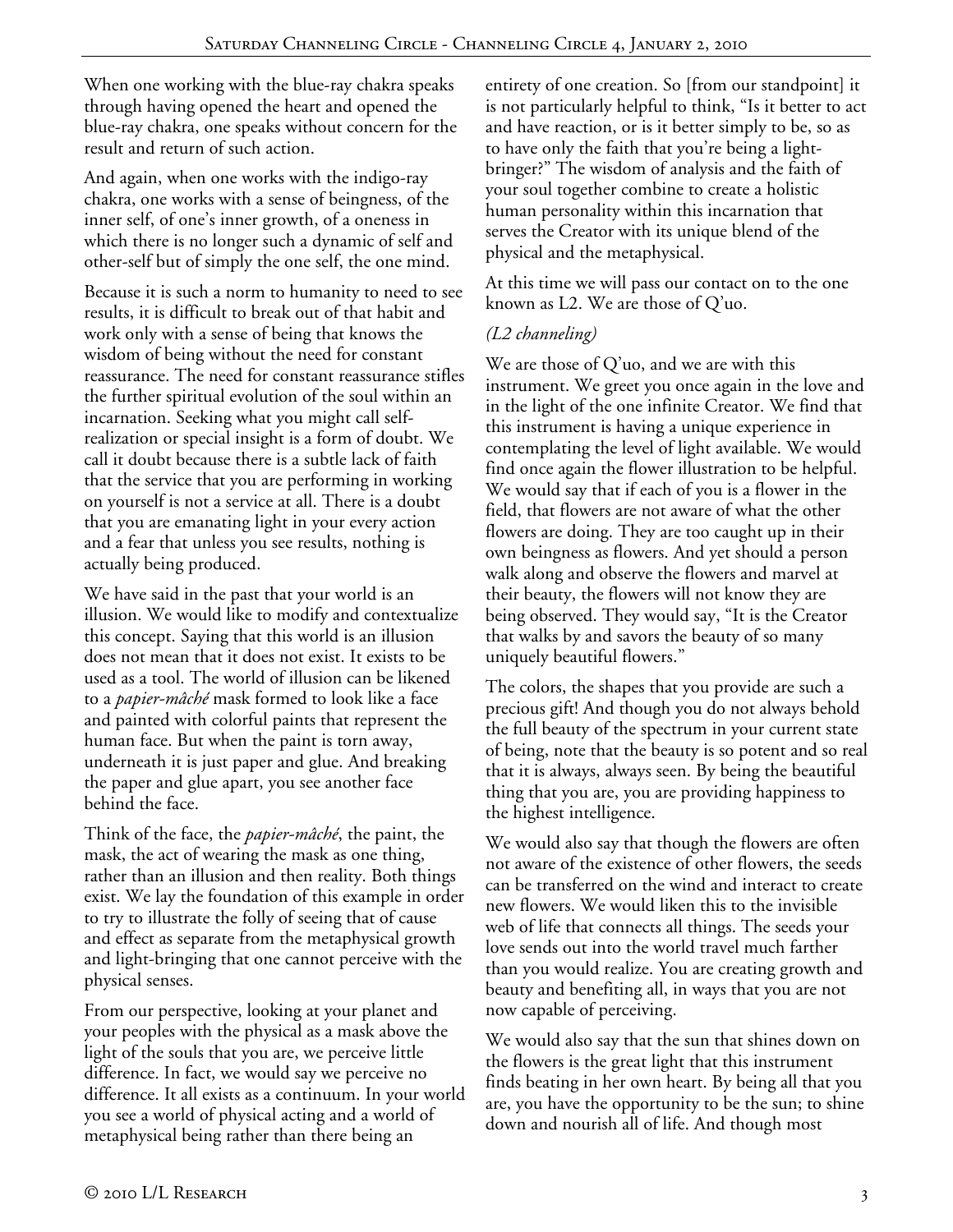When one working with the blue-ray chakra speaks through having opened the heart and opened the blue-ray chakra, one speaks without concern for the result and return of such action.

And again, when one works with the indigo-ray chakra, one works with a sense of beingness, of the inner self, of one's inner growth, of a oneness in which there is no longer such a dynamic of self and other-self but of simply the one self, the one mind.

Because it is such a norm to humanity to need to see results, it is difficult to break out of that habit and work only with a sense of being that knows the wisdom of being without the need for constant reassurance. The need for constant reassurance stifles the further spiritual evolution of the soul within an incarnation. Seeking what you might call self-realization or special insight is a form of doubt. We call it doubt because there is a subtle lack of faith that the service that you are performing in working on yourself is not a service at all. There is a doubt that you are emanating light in your every action and a fear that unless you see results, nothing is actually being produced.

We have said in the past that your world is an illusion. We would like to modify and contextualize this concept. Saying that this world is an illusion does not mean that it does not exist. It exists to be used as a tool. The world of illusion can be likened to a *papier-mâché* mask formed to look like a face and painted with colorful paints that represent the human face. But when the paint is torn away, underneath it is just paper and glue. And breaking the paper and glue apart, you see another face behind the face.

Think of the face, the *papier-mâché*, the paint, the mask, the act of wearing the mask as one thing, rather than an illusion and then reality. Both things exist. We lay the foundation of this example in order to try to illustrate the folly of seeing that of cause and effect as separate from the metaphysical growth and light-bringing that one cannot perceive with the physical senses.

From our perspective, looking at your planet and your peoples with the physical as a mask above the light of the souls that you are, we perceive little difference. In fact, we would say we perceive no difference. It all exists as a continuum. In your world you see a world of physical acting and a world of metaphysical being rather than there being an entirety of one creation. So [from our standpoint] it is not particularly helpful to think, "Is it better to act and have reaction, or is it better simply to be, so as to have only the faith that you're being a light-bringer?" The wisdom of analysis and the faith of your soul together combine to create a holistic human personality within this incarnation that serves the Creator with its unique blend of the physical and the metaphysical.

At this time we will pass our contact on to the one known as L2. We are those of Q'uo.

*(L2 channeling)*

We are those of Q'uo, and we are with this instrument. We greet you once again in the love and in the light of the one infinite Creator. We find that this instrument is having a unique experience in contemplating the level of light available. We would find once again the flower illustration to be helpful. We would say that if each of you is a flower in the field, that flowers are not aware of what the other flowers are doing. They are too caught up in their own beingness as flowers. And yet should a person walk along and observe the flowers and marvel at their beauty, the flowers will not know they are being observed. They would say, "It is the Creator that walks by and savors the beauty of so many uniquely beautiful flowers."

The colors, the shapes that you provide are such a precious gift! And though you do not always behold the full beauty of the spectrum in your current state of being, note that the beauty is so potent and so real that it is always, always seen. By being the beautiful thing that you are, you are providing happiness to the highest intelligence.

We would also say that though the flowers are often not aware of the existence of other flowers, the seeds can be transferred on the wind and interact to create new flowers. We would liken this to the invisible web of life that connects all things. The seeds your love sends out into the world travel much farther than you would realize. You are creating growth and beauty and benefiting all, in ways that you are not now capable of perceiving.

We would also say that the sun that shines down on the flowers is the great light that this instrument finds beating in her own heart. By being all that you are, you have the opportunity to be the sun; to shine down and nourish all of life. And though most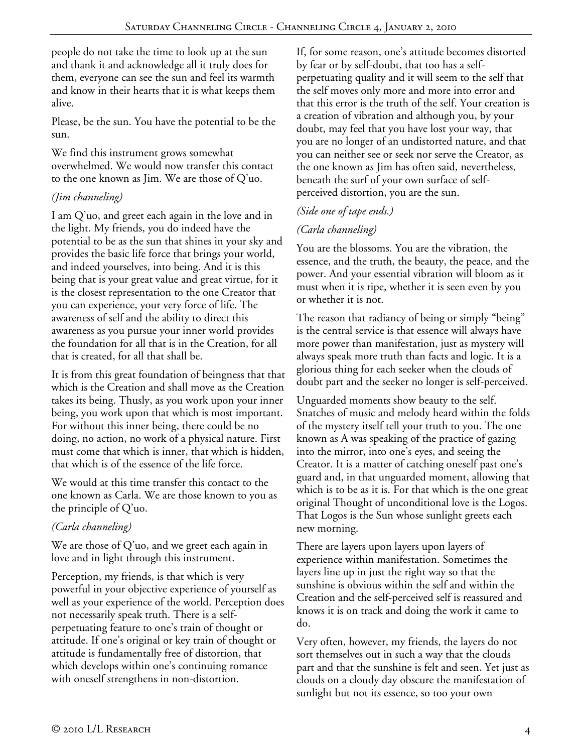people do not take the time to look up at the sun and thank it and acknowledge all it truly does for them, everyone can see the sun and feel its warmth and know in their hearts that it is what keeps them alive.

Please, be the sun. You have the potential to be the sun.

We find this instrument grows somewhat overwhelmed. We would now transfer this contact to the one known as Jim. We are those of Q'uo.

*(Jim channeling)*

I am Q'uo, and greet each again in the love and in the light. My friends, you do indeed have the potential to be as the sun that shines in your sky and provides the basic life force that brings your world, and indeed yourselves, into being. And it is this being that is your great value and great virtue, for it is the closest representation to the one Creator that you can experience, your very force of life. The awareness of self and the ability to direct this awareness as you pursue your inner world provides the foundation for all that is in the Creation, for all that is created, for all that shall be.

It is from this great foundation of beingness that that which is the Creation and shall move as the Creation takes its being. Thusly, as you work upon your inner being, you work upon that which is most important. For without this inner being, there could be no doing, no action, no work of a physical nature. First must come that which is inner, that which is hidden, that which is of the essence of the life force.

We would at this time transfer this contact to the one known as Carla. We are those known to you as the principle of Q'uo.

*(Carla channeling)*

We are those of Q'uo, and we greet each again in love and in light through this instrument.

Perception, my friends, is that which is very powerful in your objective experience of yourself as well as your experience of the world. Perception does not necessarily speak truth. There is a self-perpetuating feature to one's train of thought or attitude. If one's original or key train of thought or attitude is fundamentally free of distortion, that which develops within one's continuing romance with oneself strengthens in non-distortion.

If, for some reason, one's attitude becomes distorted by fear or by self-doubt, that too has a self-perpetuating quality and it will seem to the self that the self moves only more and more into error and that this error is the truth of the self. Your creation is a creation of vibration and although you, by your doubt, may feel that you have lost your way, that you are no longer of an undistorted nature, and that you can neither see or seek nor serve the Creator, as the one known as Jim has often said, nevertheless, beneath the surf of your own surface of self-perceived distortion, you are the sun.

*(Side one of tape ends.)*

*(Carla channeling)*

You are the blossoms. You are the vibration, the essence, and the truth, the beauty, the peace, and the power. And your essential vibration will bloom as it must when it is ripe, whether it is seen even by you or whether it is not.

The reason that radiancy of being or simply "being" is the central service is that essence will always have more power than manifestation, just as mystery will always speak more truth than facts and logic. It is a glorious thing for each seeker when the clouds of doubt part and the seeker no longer is self-perceived.

Unguarded moments show beauty to the self. Snatches of music and melody heard within the folds of the mystery itself tell your truth to you. The one known as A was speaking of the practice of gazing into the mirror, into one's eyes, and seeing the Creator. It is a matter of catching oneself past one's guard and, in that unguarded moment, allowing that which is to be as it is. For that which is the one great original Thought of unconditional love is the Logos. That Logos is the Sun whose sunlight greets each new morning.

There are layers upon layers upon layers of experience within manifestation. Sometimes the layers line up in just the right way so that the sunshine is obvious within the self and within the Creation and the self-perceived self is reassured and knows it is on track and doing the work it came to do.

Very often, however, my friends, the layers do not sort themselves out in such a way that the clouds part and that the sunshine is felt and seen. Yet just as clouds on a cloudy day obscure the manifestation of sunlight but not its essence, so too your own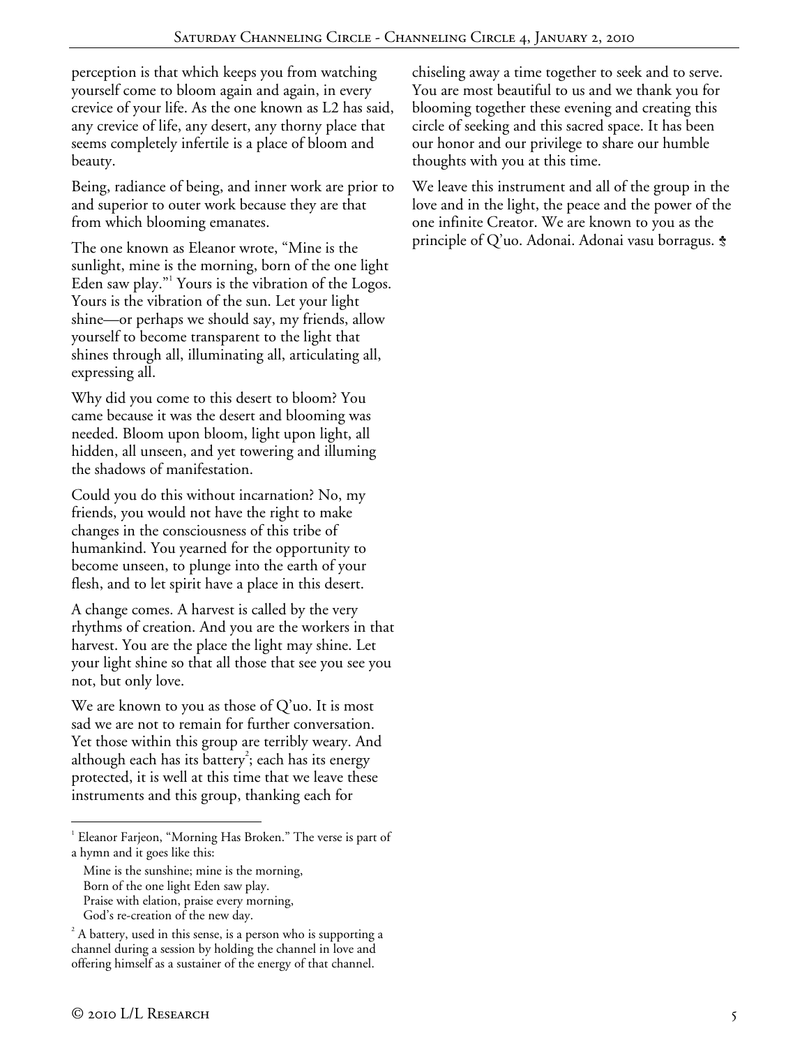perception is that which keeps you from watching yourself come to bloom again and again, in every crevice of your life. As the one known as L2 has said, any crevice of life, any desert, any thorny place that seems completely infertile is a place of bloom and beauty.

Being, radiance of being, and inner work are prior to and superior to outer work because they are that from which blooming emanates.

The one known as Eleanor wrote, "Mine is the sunlight, mine is the morning, born of the one light Eden saw play."[1] Yours is the vibration of the Logos. Yours is the vibration of the sun. Let your light shine—or perhaps we should say, my friends, allow yourself to become transparent to the light that shines through all, illuminating all, articulating all, expressing all.

Why did you come to this desert to bloom? You came because it was the desert and blooming was needed. Bloom upon bloom, light upon light, all hidden, all unseen, and yet towering and illuming the shadows of manifestation.

Could you do this without incarnation? No, my friends, you would not have the right to make changes in the consciousness of this tribe of humankind. You yearned for the opportunity to become unseen, to plunge into the earth of your flesh, and to let spirit have a place in this desert.

A change comes. A harvest is called by the very rhythms of creation. And you are the workers in that harvest. You are the place the light may shine. Let your light shine so that all those that see you see you not, but only love.

We are known to you as those of Q'uo. It is most sad we are not to remain for further conversation. Yet those within this group are terribly weary. And although each has its battery[2]; each has its energy protected, it is well at this time that we leave these instruments and this group, thanking each for chiseling away a time together to seek and to serve. You are most beautiful to us and we thank you for blooming together these evening and creating this circle of seeking and this sacred space. It has been our honor and our privilege to share our humble thoughts with you at this time.

We leave this instrument and all of the group in the love and in the light, the peace and the power of the one infinite Creator. We are known to you as the principle of Q'uo. Adonai. Adonai vasu borragus. ♣

---

[1] Eleanor Farjeon, "Morning Has Broken." The verse is part of a hymn and it goes like this:

> Mine is the sunshine; mine is the morning,
> Born of the one light Eden saw play.
> Praise with elation, praise every morning,
> God's re-creation of the new day.

[2] A battery, used in this sense, is a person who is supporting a channel during a session by holding the channel in love and offering himself as a sustainer of the energy of that channel.